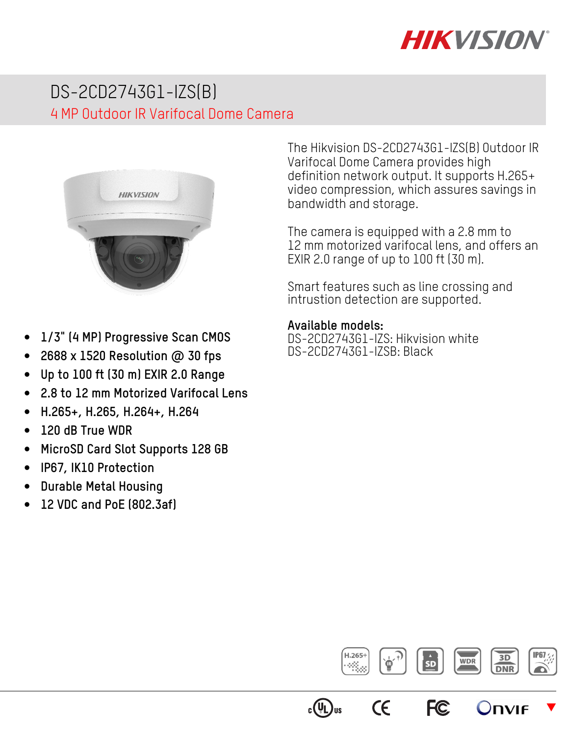# DS-2CD2743G1-IZS(B)

## 4 MP Outdoor IR Varifocal Dome Camera

The Hikvision DS-2CD2743G1-IZS(B) Outdoor IR Varifocal Dome Camera provides high definition network output. It supports H.265+ video compression, which assures savings in bandwidth and storage.

The camera is equipped with a 2.8 mm to 12 mm motorized varifocal lens, and offers an EXIR 2.0 range of up to 100 ft (30 m).

Smart features such as line crossing and intrustion detection are supported.

**Available models:**
DS-2CD2743G1-IZS: Hikvision white
DS-2CD2743G1-IZSB: Black

- 1/3" (4 MP) Progressive Scan CMOS
- 2688 x 1520 Resolution @ 30 fps
- Up to 100 ft (30 m) EXIR 2.0 Range
- 2.8 to 12 mm Motorized Varifocal Lens
- H.265+, H.265, H.264+, H.264
- 120 dB True WDR
- MicroSD Card Slot Supports 128 GB
- IP67, IK10 Protection
- Durable Metal Housing
- 12 VDC and PoE (802.3af)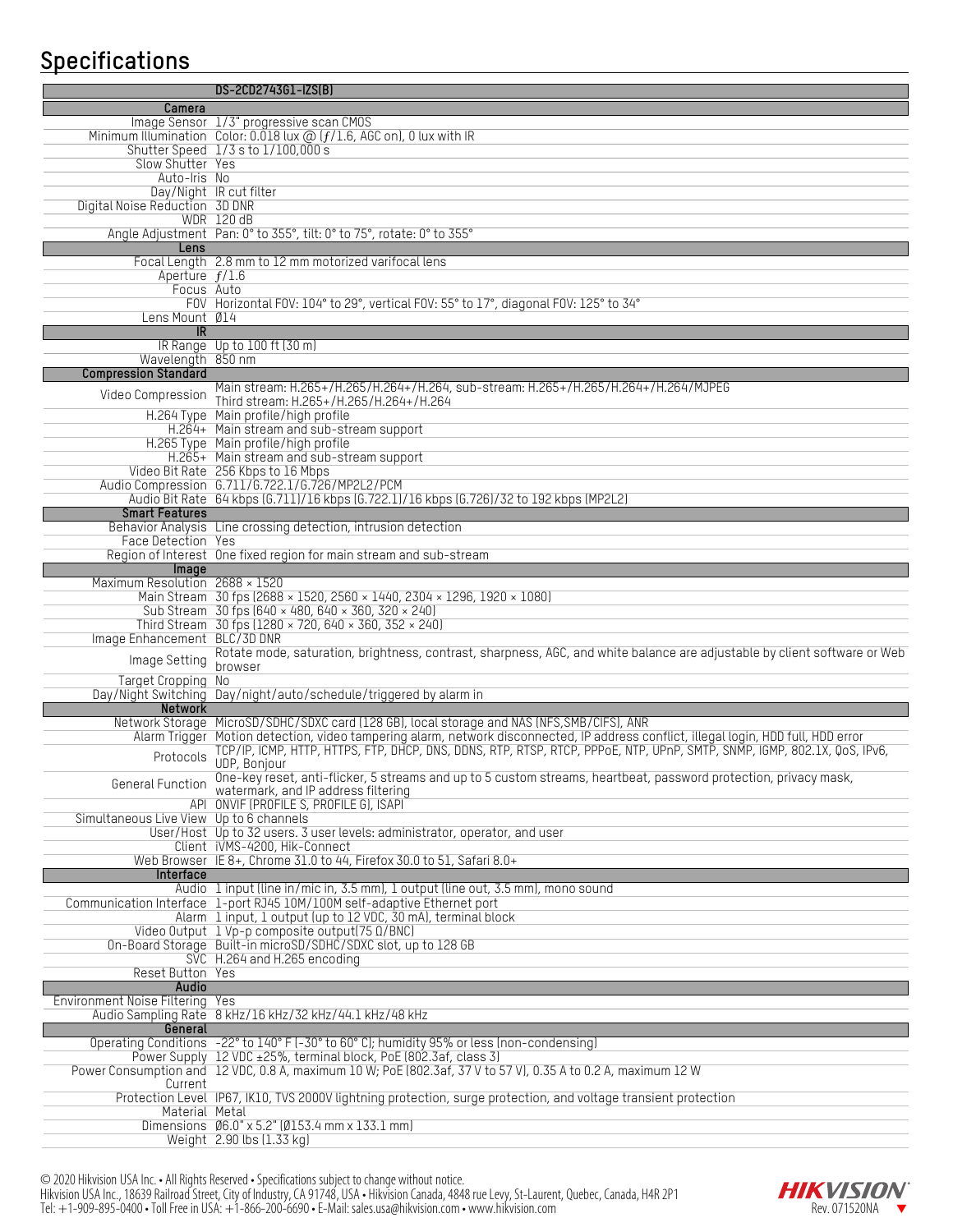## Specifications

| | DS-2CD2743G1-IZS(B) |
|---|---|
| **Camera** | |
| Image Sensor | 1/3" progressive scan CMOS |
| Minimum Illumination | Color: 0.018 lux @ (ƒ/1.6, AGC on), 0 lux with IR |
| Shutter Speed | 1/3 s to 1/100,000 s |
| Slow Shutter | Yes |
| Auto-Iris | No |
| Day/Night | IR cut filter |
| Digital Noise Reduction | 3D DNR |
| WDR | 120 dB |
| Angle Adjustment | Pan: 0° to 355°, tilt: 0° to 75°, rotate: 0° to 355° |
| **Lens** | |
| Focal Length | 2.8 mm to 12 mm motorized varifocal lens |
| Aperture | ƒ/1.6 |
| Focus | Auto |
| FOV | Horizontal FOV: 104° to 29°, vertical FOV: 55° to 17°, diagonal FOV: 125° to 34° |
| Lens Mount | Ø14 |
| **IR** | |
| IR Range | Up to 100 ft (30 m) |
| Wavelength | 850 nm |
| **Compression Standard** | |
| Video Compression | Main stream: H.265+/H.265/H.264+/H.264, sub-stream: H.265+/H.265/H.264+/H.264/MJPEG Third stream: H.265+/H.265/H.264+/H.264 |
| H.264 Type | Main profile/high profile |
| H.264+ | Main stream and sub-stream support |
| H.265 Type | Main profile/high profile |
| H.265+ | Main stream and sub-stream support |
| Video Bit Rate | 256 Kbps to 16 Mbps |
| Audio Compression | G.711/G.722.1/G.726/MP2L2/PCM |
| Audio Bit Rate | 64 kbps (G.711)/16 kbps (G.722.1)/16 kbps (G.726)/32 to 192 kbps (MP2L2) |
| **Smart Features** | |
| Behavior Analysis | Line crossing detection, intrusion detection |
| Face Detection | Yes |
| Region of Interest | One fixed region for main stream and sub-stream |
| **Image** | |
| Maximum Resolution | 2688 × 1520 |
| Main Stream | 30 fps (2688 × 1520, 2560 × 1440, 2304 × 1296, 1920 × 1080) |
| Sub Stream | 30 fps (640 × 480, 640 × 360, 320 × 240) |
| Third Stream | 30 fps (1280 × 720, 640 × 360, 352 × 240) |
| Image Enhancement | BLC/3D DNR |
| Image Setting | Rotate mode, saturation, brightness, contrast, sharpness, AGC, and white balance are adjustable by client software or Web browser |
| Target Cropping | No |
| Day/Night Switching | Day/night/auto/schedule/triggered by alarm in |
| **Network** | |
| Network Storage | MicroSD/SDHC/SDXC card (128 GB), local storage and NAS (NFS,SMB/CIFS), ANR |
| Alarm Trigger | Motion detection, video tampering alarm, network disconnected, IP address conflict, illegal login, HDD full, HDD error |
| Protocols | TCP/IP, ICMP, HTTP, HTTPS, FTP, DHCP, DNS, DDNS, RTP, RTSP, RTCP, PPPoE, NTP, UPnP, SMTP, SNMP, IGMP, 802.1X, QoS, IPv6, UDP, Bonjour |
| General Function | One-key reset, anti-flicker, 5 streams and up to 5 custom streams, heartbeat, password protection, privacy mask, watermark, and IP address filtering |
| API | ONVIF (PROFILE S, PROFILE G), ISAPI |
| Simultaneous Live View | Up to 6 channels |
| User/Host | Up to 32 users. 3 user levels: administrator, operator, and user |
| Client | iVMS-4200, Hik-Connect |
| Web Browser | IE 8+, Chrome 31.0 to 44, Firefox 30.0 to 51, Safari 8.0+ |
| **Interface** | |
| Audio | 1 input (line in/mic in, 3.5 mm), 1 output (line out, 3.5 mm), mono sound |
| Communication Interface | 1-port RJ45 10M/100M self-adaptive Ethernet port |
| Alarm | 1 input, 1 output (up to 12 VDC, 30 mA), terminal block |
| Video Output | 1 Vp-p composite output(75 Ω/BNC) |
| On-Board Storage | Built-in microSD/SDHC/SDXC slot, up to 128 GB |
| SVC | H.264 and H.265 encoding |
| Reset Button | Yes |
| **Audio** | |
| Environment Noise Filtering | Yes |
| Audio Sampling Rate | 8 kHz/16 kHz/32 kHz/44.1 kHz/48 kHz |
| **General** | |
| Operating Conditions | -22° to 140° F (-30° to 60° C); humidity 95% or less (non-condensing) |
| Power Supply | 12 VDC ±25%, terminal block, PoE (802.3af, class 3) |
| Power Consumption and Current | 12 VDC, 0.8 A, maximum 10 W; PoE (802.3af, 37 V to 57 V), 0.35 A to 0.2 A, maximum 12 W |
| Protection Level | IP67, IK10, TVS 2000V lightning protection, surge protection, and voltage transient protection |
| Material | Metal |
| Dimensions | Ø6.0" x 5.2" (Ø153.4 mm x 133.1 mm) |
| Weight | 2.90 lbs (1.33 kg) |

© 2020 Hikvision USA Inc. • All Rights Reserved • Specifications subject to change without notice.
Hikvision USA Inc., 18639 Railroad Street, City of Industry, CA 91748, USA • Hikvision Canada, 4848 rue Levy, St-Laurent, Quebec, Canada, H4R 2P1
Tel: +1-909-895-0400 • Toll Free in USA: +1-866-200-6690 • E-Mail: sales.usa@hikvision.com • www.hikvision.com

HIKVISION
Rev. 071520NA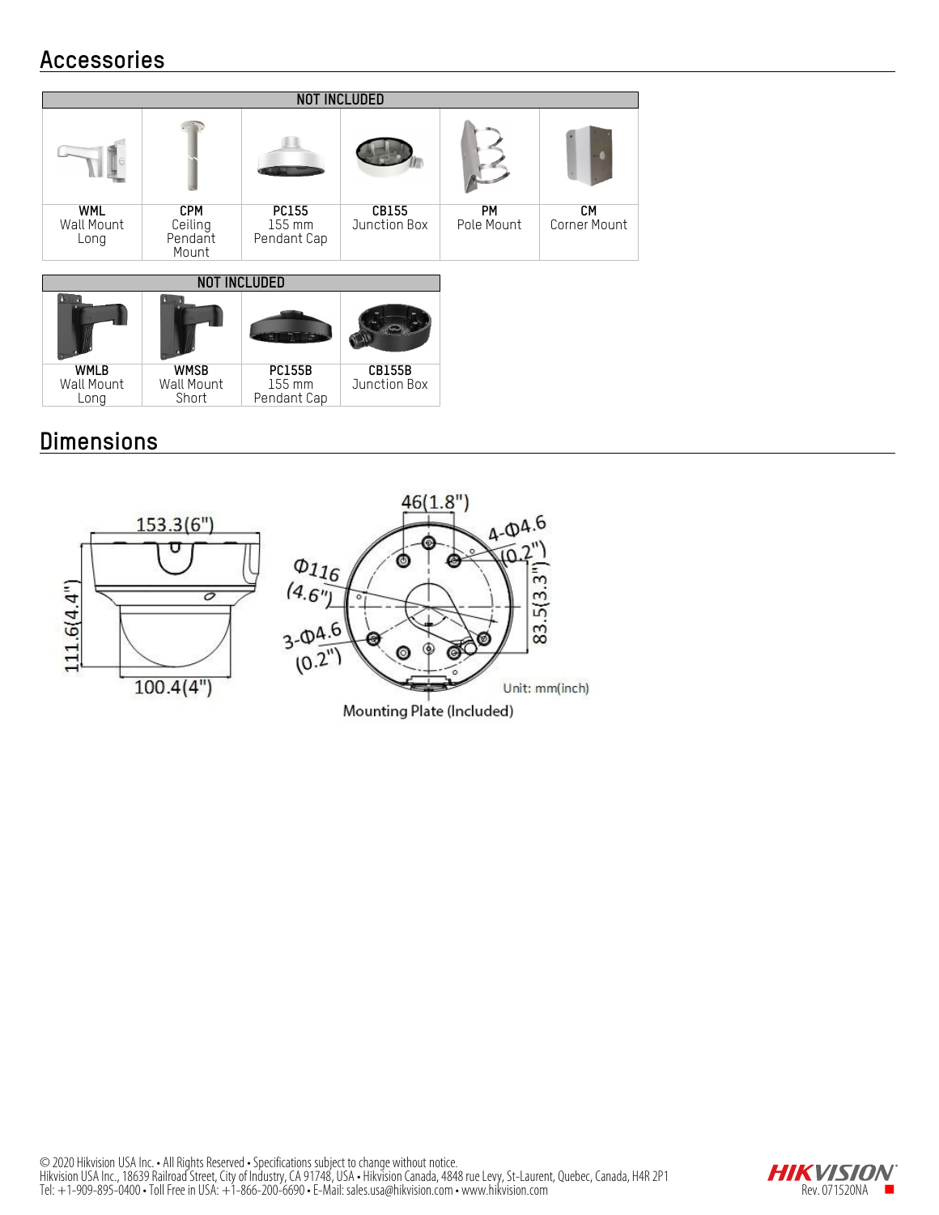## Accessories

| NOT INCLUDED | | | | | |
|---|---|---|---|---|---|
| **WML** Wall Mount Long | **CPM** Ceiling Pendant Mount | **PC155** 155 mm Pendant Cap | **CB155** Junction Box | **PM** Pole Mount | **CM** Corner Mount |

| NOT INCLUDED | | | |
|---|---|---|---|
| **WMLB** Wall Mount Long | **WMSB** Wall Mount Short | **PC155B** 155 mm Pendant Cap | **CB155B** Junction Box |

## Dimensions

153.3(6")
111.6(4.4")
100.4(4")
46(1.8")
4-Φ4.6 (0.2")
Φ116 (4.6")
3-Φ4.6 (0.2")
83.5(3.3")
Unit: mm(inch)

Mounting Plate (Included)

© 2020 Hikvision USA Inc. • All Rights Reserved • Specifications subject to change without notice.
Hikvision USA Inc., 18639 Railroad Street, City of Industry, CA 91748, USA • Hikvision Canada, 4848 rue Levy, St-Laurent, Quebec, Canada, H4R 2P1
Tel: +1-909-895-0400 • Toll Free in USA: +1-866-200-6690 • E-Mail: sales.usa@hikvision.com • www.hikvision.com

HIKVISION
Rev. 071520NA